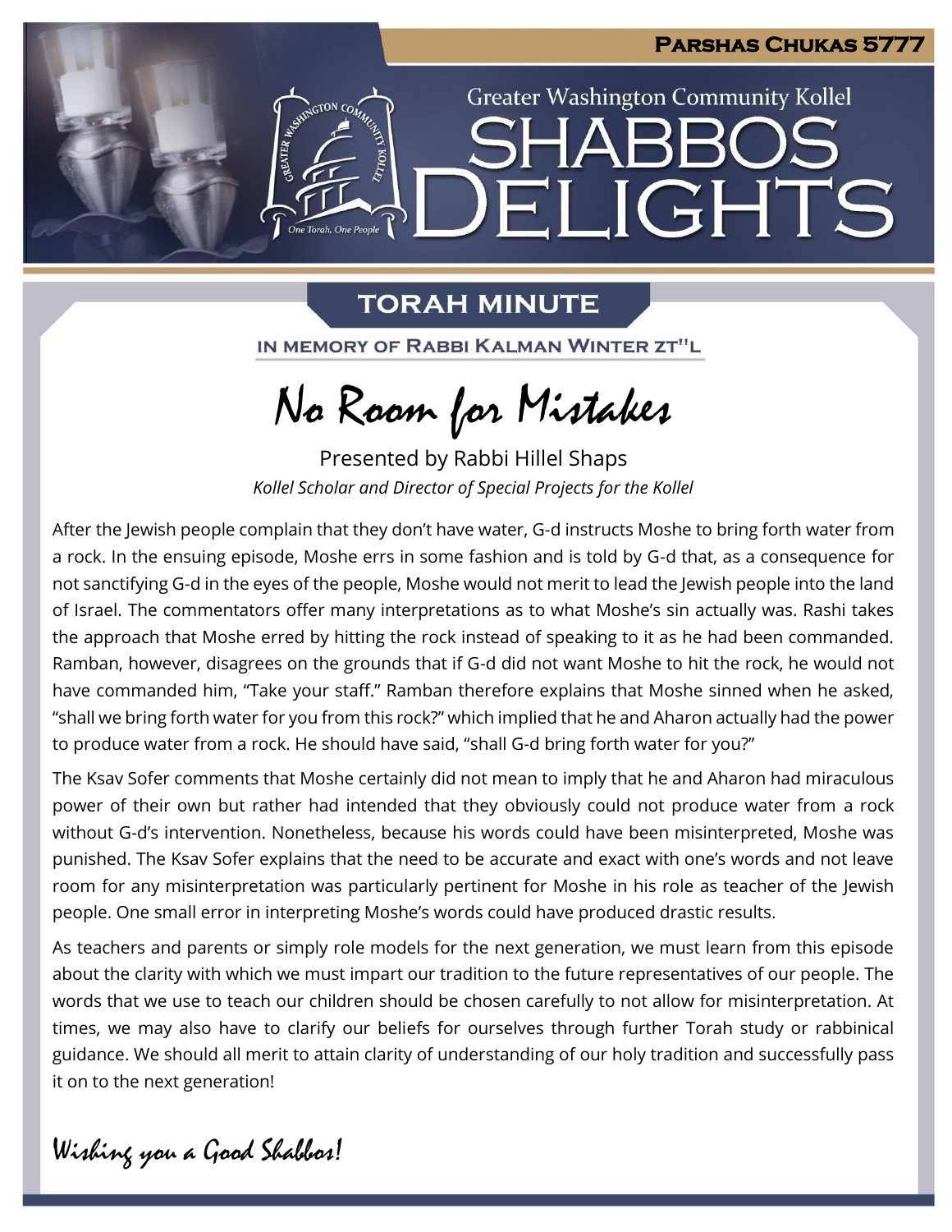Parshas Chukas 5777

Greater Washington Community Kollel

# Shabbos Delights

## Torah Minute

In Memory of Rabbi Kalman Winter zt"l

# No Room for Mistakes

Presented by Rabbi Hillel Shaps

*Kollel Scholar and Director of Special Projects for the Kollel*

After the Jewish people complain that they don't have water, G-d instructs Moshe to bring forth water from a rock. In the ensuing episode, Moshe errs in some fashion and is told by G-d that, as a consequence for not sanctifying G-d in the eyes of the people, Moshe would not merit to lead the Jewish people into the land of Israel. The commentators offer many interpretations as to what Moshe's sin actually was. Rashi takes the approach that Moshe erred by hitting the rock instead of speaking to it as he had been commanded. Ramban, however, disagrees on the grounds that if G-d did not want Moshe to hit the rock, he would not have commanded him, "Take your staff." Ramban therefore explains that Moshe sinned when he asked, "shall we bring forth water for you from this rock?" which implied that he and Aharon actually had the power to produce water from a rock. He should have said, "shall G-d bring forth water for you?"

The Ksav Sofer comments that Moshe certainly did not mean to imply that he and Aharon had miraculous power of their own but rather had intended that they obviously could not produce water from a rock without G-d's intervention. Nonetheless, because his words could have been misinterpreted, Moshe was punished. The Ksav Sofer explains that the need to be accurate and exact with one's words and not leave room for any misinterpretation was particularly pertinent for Moshe in his role as teacher of the Jewish people. One small error in interpreting Moshe's words could have produced drastic results.

As teachers and parents or simply role models for the next generation, we must learn from this episode about the clarity with which we must impart our tradition to the future representatives of our people. The words that we use to teach our children should be chosen carefully to not allow for misinterpretation. At times, we may also have to clarify our beliefs for ourselves through further Torah study or rabbinical guidance. We should all merit to attain clarity of understanding of our holy tradition and successfully pass it on to the next generation!

*Wishing you a Good Shabbos!*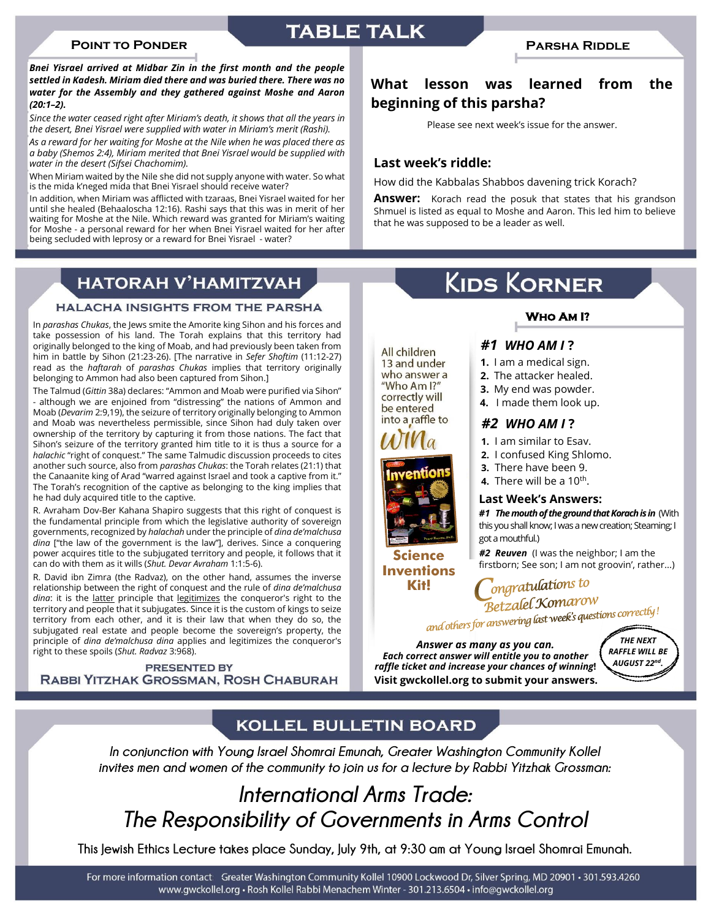# TABLE TALK

## Point to Ponder

***Bnei Yisrael arrived at Midbar Zin in the first month and the people settled in Kadesh. Miriam died there and was buried there. There was no water for the Assembly and they gathered against Moshe and Aaron (20:1–2).***

*Since the water ceased right after Miriam's death, it shows that all the years in the desert, Bnei Yisrael were supplied with water in Miriam's merit (Rashi).*

*As a reward for her waiting for Moshe at the Nile when he was placed there as a baby (Shemos 2:4), Miriam merited that Bnei Yisrael would be supplied with water in the desert (Sifsei Chachomim).*

When Miriam waited by the Nile she did not supply anyone with water. So what is the mida k'neged mida that Bnei Yisrael should receive water?

In addition, when Miriam was afflicted with tzaraas, Bnei Yisrael waited for her until she healed (Behaaloscha 12:16). Rashi says that this was in merit of her waiting for Moshe at the Nile. Which reward was granted for Miriam's waiting for Moshe - a personal reward for her when Bnei Yisrael waited for her after being secluded with leprosy or a reward for Bnei Yisrael - water?

## Parsha Riddle

**What lesson was learned from the beginning of this parsha?**

Please see next week's issue for the answer.

### Last week's riddle:

How did the Kabbalas Shabbos davening trick Korach?

**Answer:** Korach read the posuk that states that his grandson Shmuel is listed as equal to Moshe and Aaron. This led him to believe that he was supposed to be a leader as well.

# HATORAH V'HAMITZVAH

## HALACHA INSIGHTS FROM THE PARSHA

In *parashas Chukas*, the Jews smite the Amorite king Sihon and his forces and take possession of his land. The Torah explains that this territory had originally belonged to the king of Moab, and had previously been taken from him in battle by Sihon (21:23-26). [The narrative in *Sefer Shoftim* (11:12-27) read as the *haftarah* of *parashas Chukas* implies that territory originally belonging to Ammon had also been captured from Sihon.]

The Talmud (*Gittin* 38a) declares: "Ammon and Moab were purified via Sihon" - although we are enjoined from "distressing" the nations of Ammon and Moab (*Devarim* 2:9,19), the seizure of territory originally belonging to Ammon and Moab was nevertheless permissible, since Sihon had duly taken over ownership of the territory by capturing it from those nations. The fact that Sihon's seizure of the territory granted him title to it is thus a source for a *halachic* "right of conquest." The same Talmudic discussion proceeds to cites another such source, also from *parashas Chukas*: the Torah relates (21:1) that the Canaanite king of Arad "warred against Israel and took a captive from it." The Torah's recognition of the captive as belonging to the king implies that he had duly acquired title to the captive.

R. Avraham Dov-Ber Kahana Shapiro suggests that this right of conquest is the fundamental principle from which the legislative authority of sovereign governments, recognized by *halachah* under the principle of *dina de'malchusa dina* ["the law of the government is the law"], derives. Since a conquering power acquires title to the subjugated territory and people, it follows that it can do with them as it wills (*Shut. Devar Avraham* 1:1:5-6).

R. David ibn Zimra (the Radvaz), on the other hand, assumes the inverse relationship between the right of conquest and the rule of *dina de'malchusa dina*: it is the latter principle that legitimizes the conqueror's right to the territory and people that it subjugates. Since it is the custom of kings to seize territory from each other, and it is their law that when they do so, the subjugated real estate and people become the sovereign's property, the principle of *dina de'malchusa dina* applies and legitimizes the conqueror's right to these spoils (*Shut. Radvaz* 3:968).

PRESENTED BY
RABBI YITZHAK GROSSMAN, ROSH CHABURAH

# Kids Korner

## Who Am I?

All children 13 and under who answer a "Who Am I?" correctly will be entered into a raffle to win a

**Science Inventions Kit!**

### #1 WHO AM I ?

1. I am a medical sign.
2. The attacker healed.
3. My end was powder.
4. I made them look up.

### #2 WHO AM I ?

1. I am similar to Esav.
2. I confused King Shlomo.
3. There have been 9.
4. There will be a 10th.

### Last Week's Answers:

***#1 The mouth of the ground that Korach is in*** (With this you shall know; I was a new creation; Steaming; I got a mouthful.)

***#2 Reuven*** (I was the neighbor; I am the firstborn; See son; I am not groovin', rather...)

*Congratulations to Betzalel Komarow and others for answering last week's questions correctly!*

***Answer as many as you can. Each correct answer will entitle you to another raffle ticket and increase your chances of winning!***

**Visit gwckollel.org to submit your answers.**

***THE NEXT RAFFLE WILL BE AUGUST 22nd.***

# KOLLEL BULLETIN BOARD

*In conjunction with Young Israel Shomrai Emunah, Greater Washington Community Kollel invites men and women of the community to join us for a lecture by Rabbi Yitzhak Grossman:*

## International Arms Trade: The Responsibility of Governments in Arms Control

This Jewish Ethics Lecture takes place Sunday, July 9th, at 9:30 am at Young Israel Shomrai Emunah.

For more information contact: Greater Washington Community Kollel 10900 Lockwood Dr, Silver Spring, MD 20901 • 301.593.4260
www.gwckollel.org • Rosh Kollel Rabbi Menachem Winter - 301.213.6504 • info@gwckollel.org